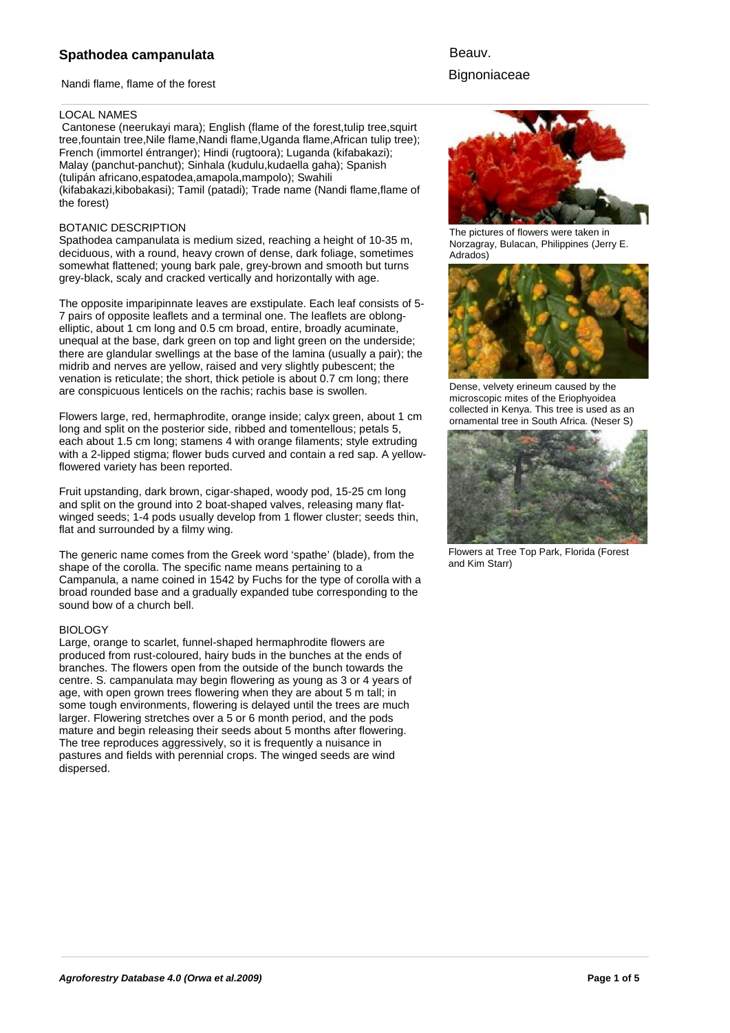# Spathodea campanulata

Beauv.

Bignoniaceae

Nandi flame, flame of the forest

## LOCAL NAMES

Cantonese (neerukayi mara); English (flame of the forest,tulip tree,squirt tree,fountain tree,Nile flame,Nandi flame,Uganda flame,African tulip tree); French (immortel éntranger); Hindi (rugtoora); Luganda (kifabakazi); Malay (panchut-panchut); Sinhala (kudulu,kudaella gaha); Spanish (tulipán africano,espatodea,amapola,mampolo); Swahili (kifabakazi,kibobakasi); Tamil (patadi); Trade name (Nandi flame,flame of the forest)

## BOTANIC DESCRIPTION

Spathodea campanulata is medium sized, reaching a height of 10-35 m, deciduous, with a round, heavy crown of dense, dark foliage, sometimes somewhat flattened; young bark pale, grey-brown and smooth but turns grey-black, scaly and cracked vertically and horizontally with age.

The opposite imparipinnate leaves are exstipulate. Each leaf consists of 5-7 pairs of opposite leaflets and a terminal one. The leaflets are oblong-elliptic, about 1 cm long and 0.5 cm broad, entire, broadly acuminate, unequal at the base, dark green on top and light green on the underside; there are glandular swellings at the base of the lamina (usually a pair); the midrib and nerves are yellow, raised and very slightly pubescent; the venation is reticulate; the short, thick petiole is about 0.7 cm long; there are conspicuous lenticels on the rachis; rachis base is swollen.

Flowers large, red, hermaphrodite, orange inside; calyx green, about 1 cm long and split on the posterior side, ribbed and tomentellous; petals 5, each about 1.5 cm long; stamens 4 with orange filaments; style extruding with a 2-lipped stigma; flower buds curved and contain a red sap. A yellow-flowered variety has been reported.

Fruit upstanding, dark brown, cigar-shaped, woody pod, 15-25 cm long and split on the ground into 2 boat-shaped valves, releasing many flat-winged seeds; 1-4 pods usually develop from 1 flower cluster; seeds thin, flat and surrounded by a filmy wing.

The generic name comes from the Greek word 'spathe' (blade), from the shape of the corolla. The specific name means pertaining to a Campanula, a name coined in 1542 by Fuchs for the type of corolla with a broad rounded base and a gradually expanded tube corresponding to the sound bow of a church bell.

## BIOLOGY

Large, orange to scarlet, funnel-shaped hermaphrodite flowers are produced from rust-coloured, hairy buds in the bunches at the ends of branches. The flowers open from the outside of the bunch towards the centre. S. campanulata may begin flowering as young as 3 or 4 years of age, with open grown trees flowering when they are about 5 m tall; in some tough environments, flowering is delayed until the trees are much larger. Flowering stretches over a 5 or 6 month period, and the pods mature and begin releasing their seeds about 5 months after flowering. The tree reproduces aggressively, so it is frequently a nuisance in pastures and fields with perennial crops. The winged seeds are wind dispersed.

The pictures of flowers were taken in Norzagray, Bulacan, Philippines (Jerry E. Adrados)

Dense, velvety erineum caused by the microscopic mites of the Eriophyoidea collected in Kenya. This tree is used as an ornamental tree in South Africa. (Neser S)

Flowers at Tree Top Park, Florida (Forest and Kim Starr)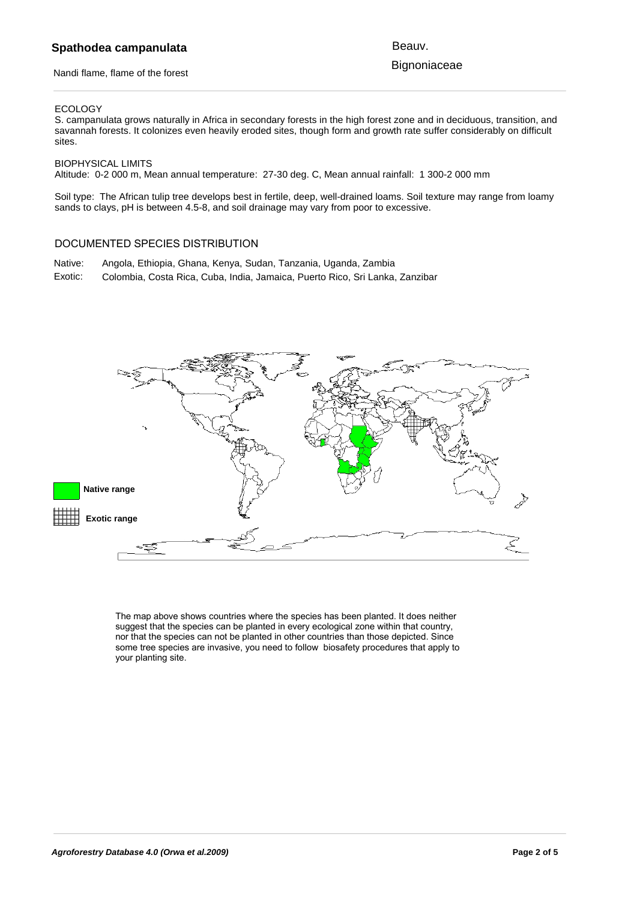**Spathodea campanulata** Beauv.

Nandi flame, flame of the forest

Bignoniaceae

ECOLOGY

S. campanulata grows naturally in Africa in secondary forests in the high forest zone and in deciduous, transition, and savannah forests. It colonizes even heavily eroded sites, though form and growth rate suffer considerably on difficult sites.

BIOPHYSICAL LIMITS

Altitude: 0-2 000 m, Mean annual temperature: 27-30 deg. C, Mean annual rainfall: 1 300-2 000 mm

Soil type: The African tulip tree develops best in fertile, deep, well-drained loams. Soil texture may range from loamy sands to clays, pH is between 4.5-8, and soil drainage may vary from poor to excessive.

DOCUMENTED SPECIES DISTRIBUTION

Native: Angola, Ethiopia, Ghana, Kenya, Sudan, Tanzania, Uganda, Zambia

Exotic: Colombia, Costa Rica, Cuba, India, Jamaica, Puerto Rico, Sri Lanka, Zanzibar

Native range

Exotic range

The map above shows countries where the species has been planted. It does neither suggest that the species can be planted in every ecological zone within that country, nor that the species can not be planted in other countries than those depicted. Since some tree species are invasive, you need to follow biosafety procedures that apply to your planting site.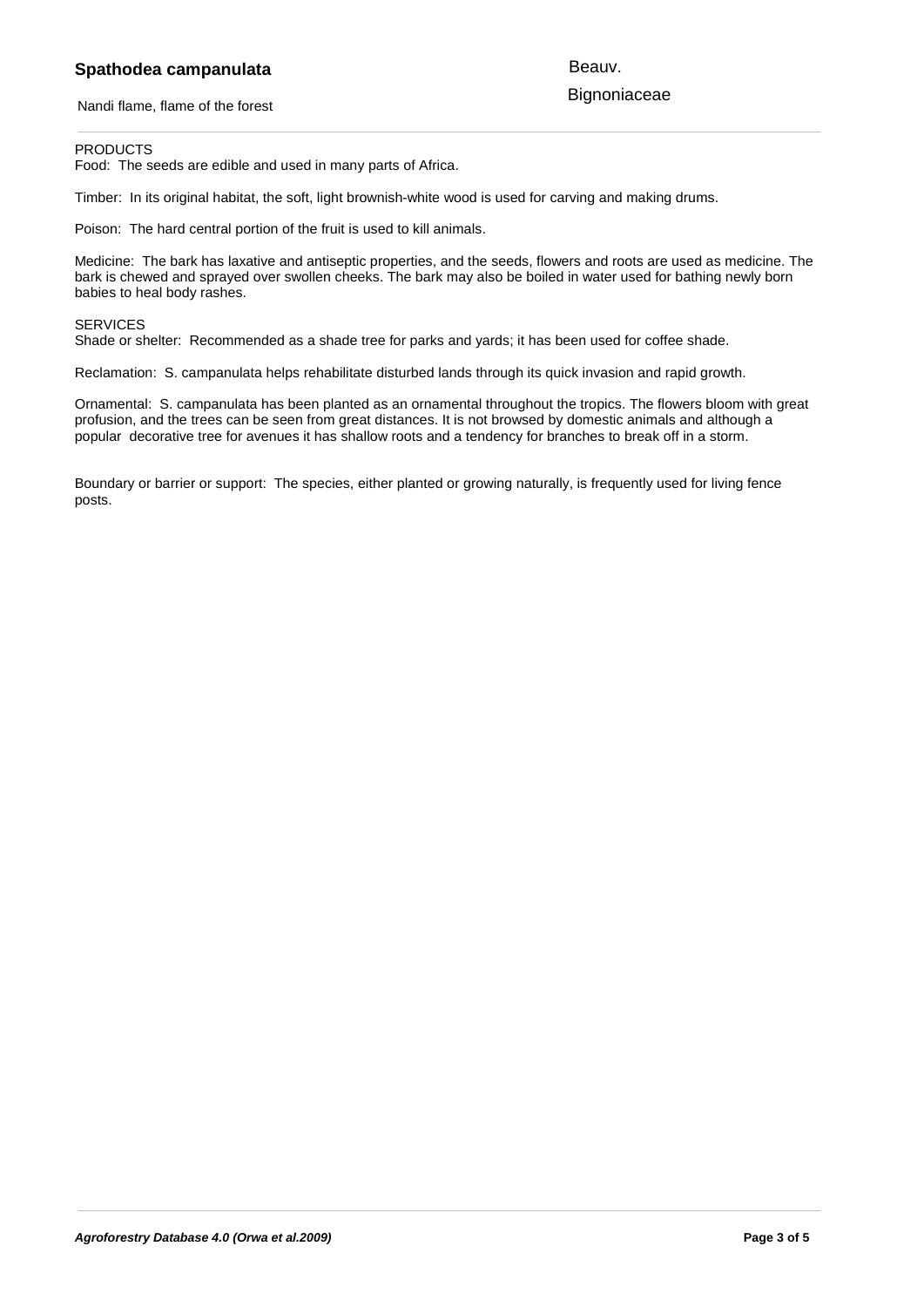**Spathodea campanulata** Beauv.

Nandi flame, flame of the forest

Bignoniaceae

PRODUCTS

Food: The seeds are edible and used in many parts of Africa.

Timber: In its original habitat, the soft, light brownish-white wood is used for carving and making drums.

Poison: The hard central portion of the fruit is used to kill animals.

Medicine: The bark has laxative and antiseptic properties, and the seeds, flowers and roots are used as medicine. The bark is chewed and sprayed over swollen cheeks. The bark may also be boiled in water used for bathing newly born babies to heal body rashes.

SERVICES

Shade or shelter: Recommended as a shade tree for parks and yards; it has been used for coffee shade.

Reclamation: S. campanulata helps rehabilitate disturbed lands through its quick invasion and rapid growth.

Ornamental: S. campanulata has been planted as an ornamental throughout the tropics. The flowers bloom with great profusion, and the trees can be seen from great distances. It is not browsed by domestic animals and although a popular decorative tree for avenues it has shallow roots and a tendency for branches to break off in a storm.

Boundary or barrier or support: The species, either planted or growing naturally, is frequently used for living fence posts.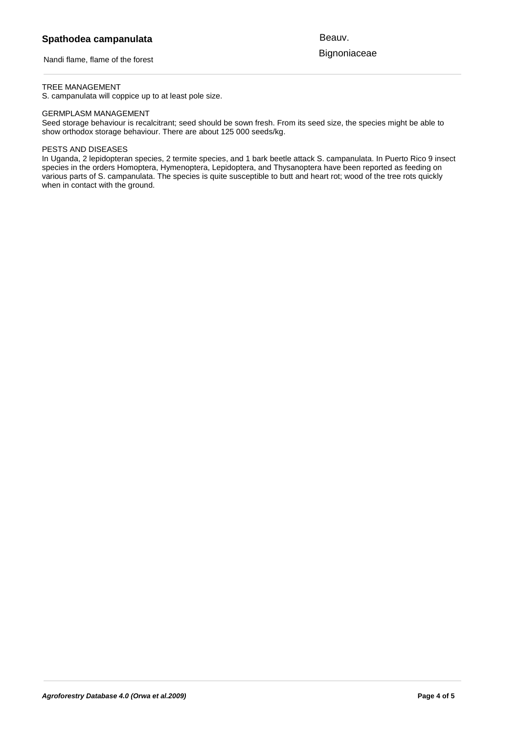TREE MANAGEMENT

S. campanulata will coppice up to at least pole size.

GERMPLASM MANAGEMENT

Seed storage behaviour is recalcitrant; seed should be sown fresh. From its seed size, the species might be able to show orthodox storage behaviour. There are about 125 000 seeds/kg.

PESTS AND DISEASES

In Uganda, 2 lepidopteran species, 2 termite species, and 1 bark beetle attack S. campanulata. In Puerto Rico 9 insect species in the orders Homoptera, Hymenoptera, Lepidoptera, and Thysanoptera have been reported as feeding on various parts of S. campanulata. The species is quite susceptible to butt and heart rot; wood of the tree rots quickly when in contact with the ground.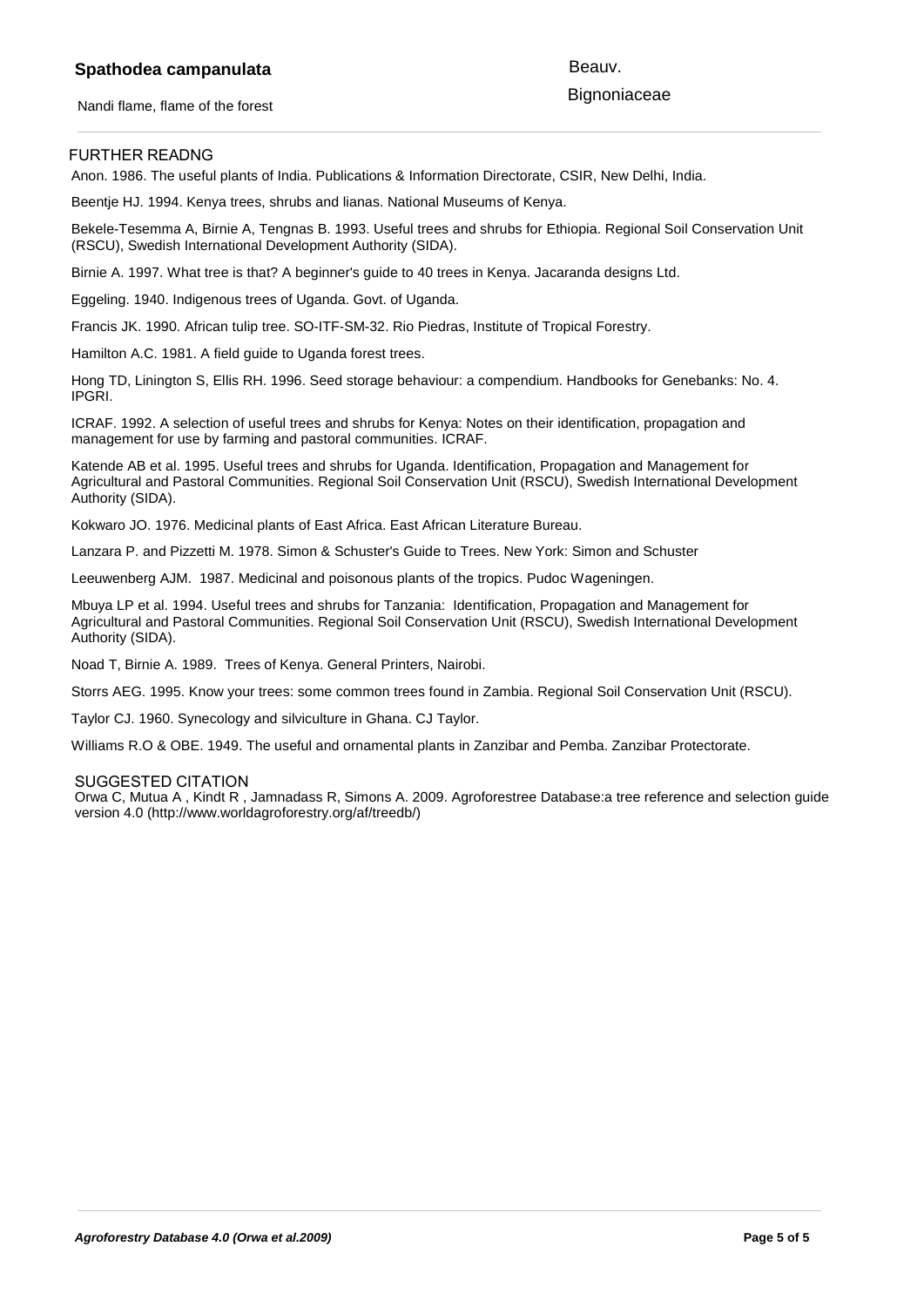## FURTHER READNG

Anon. 1986. The useful plants of India. Publications & Information Directorate, CSIR, New Delhi, India.

Beentje HJ. 1994. Kenya trees, shrubs and lianas. National Museums of Kenya.

Bekele-Tesemma A, Birnie A, Tengnas B. 1993. Useful trees and shrubs for Ethiopia. Regional Soil Conservation Unit (RSCU), Swedish International Development Authority (SIDA).

Birnie A. 1997. What tree is that? A beginner's guide to 40 trees in Kenya. Jacaranda designs Ltd.

Eggeling. 1940. Indigenous trees of Uganda. Govt. of Uganda.

Francis JK. 1990. African tulip tree. SO-ITF-SM-32. Rio Piedras, Institute of Tropical Forestry.

Hamilton A.C. 1981. A field guide to Uganda forest trees.

Hong TD, Linington S, Ellis RH. 1996. Seed storage behaviour: a compendium. Handbooks for Genebanks: No. 4. IPGRI.

ICRAF. 1992. A selection of useful trees and shrubs for Kenya: Notes on their identification, propagation and management for use by farming and pastoral communities. ICRAF.

Katende AB et al. 1995. Useful trees and shrubs for Uganda. Identification, Propagation and Management for Agricultural and Pastoral Communities. Regional Soil Conservation Unit (RSCU), Swedish International Development Authority (SIDA).

Kokwaro JO. 1976. Medicinal plants of East Africa. East African Literature Bureau.

Lanzara P. and Pizzetti M. 1978. Simon & Schuster's Guide to Trees. New York: Simon and Schuster

Leeuwenberg AJM. 1987. Medicinal and poisonous plants of the tropics. Pudoc Wageningen.

Mbuya LP et al. 1994. Useful trees and shrubs for Tanzania: Identification, Propagation and Management for Agricultural and Pastoral Communities. Regional Soil Conservation Unit (RSCU), Swedish International Development Authority (SIDA).

Noad T, Birnie A. 1989. Trees of Kenya. General Printers, Nairobi.

Storrs AEG. 1995. Know your trees: some common trees found in Zambia. Regional Soil Conservation Unit (RSCU).

Taylor CJ. 1960. Synecology and silviculture in Ghana. CJ Taylor.

Williams R.O & OBE. 1949. The useful and ornamental plants in Zanzibar and Pemba. Zanzibar Protectorate.

## SUGGESTED CITATION

Orwa C, Mutua A , Kindt R , Jamnadass R, Simons A. 2009. Agroforestree Database:a tree reference and selection guide version 4.0 (http://www.worldagroforestry.org/af/treedb/)